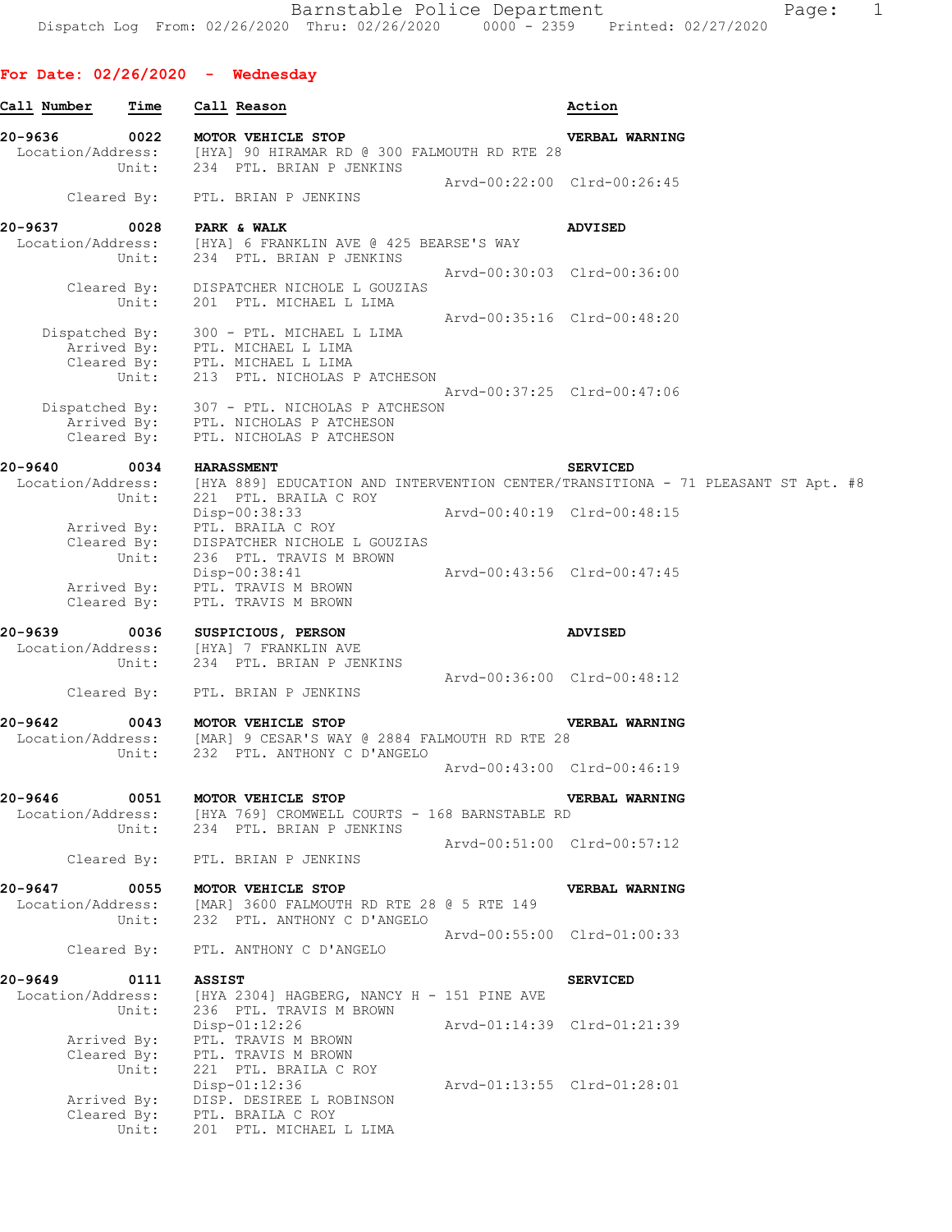**For Date: 02/26/2020 - Wednesday**

| Call Number | Time | Call Reason | Action |
|---|---|---|---|

**20-9636 0022 MOTOR VEHICLE STOP** — VERBAL WARNING
Location/Address: [HYA] 90 HIRAMAR RD @ 300 FALMOUTH RD RTE 28
Unit: 234 PTL. BRIAN P JENKINS
Arvd-00:22:00 Clrd-00:26:45
Cleared By: PTL. BRIAN P JENKINS

**20-9637 0028 PARK & WALK** — ADVISED
Location/Address: [HYA] 6 FRANKLIN AVE @ 425 BEARSE'S WAY
Unit: 234 PTL. BRIAN P JENKINS
Arvd-00:30:03 Clrd-00:36:00
Cleared By: DISPATCHER NICHOLE L GOUZIAS
Unit: 201 PTL. MICHAEL L LIMA
Arvd-00:35:16 Clrd-00:48:20
Dispatched By: 300 - PTL. MICHAEL L LIMA
Arrived By: PTL. MICHAEL L LIMA
Cleared By: PTL. MICHAEL L LIMA
Unit: 213 PTL. NICHOLAS P ATCHESON
Arvd-00:37:25 Clrd-00:47:06
Dispatched By: 307 - PTL. NICHOLAS P ATCHESON
Arrived By: PTL. NICHOLAS P ATCHESON
Cleared By: PTL. NICHOLAS P ATCHESON

**20-9640 0034 HARASSMENT** — SERVICED
Location/Address: [HYA 889] EDUCATION AND INTERVENTION CENTER/TRANSITIONA - 71 PLEASANT ST Apt. #8
Unit: 221 PTL. BRAILA C ROY
Disp-00:38:33 Arvd-00:40:19 Clrd-00:48:15
Arrived By: PTL. BRAILA C ROY
Cleared By: DISPATCHER NICHOLE L GOUZIAS
Unit: 236 PTL. TRAVIS M BROWN
Disp-00:38:41 Arvd-00:43:56 Clrd-00:47:45
Arrived By: PTL. TRAVIS M BROWN
Cleared By: PTL. TRAVIS M BROWN

**20-9639 0036 SUSPICIOUS, PERSON** — ADVISED
Location/Address: [HYA] 7 FRANKLIN AVE
Unit: 234 PTL. BRIAN P JENKINS
Arvd-00:36:00 Clrd-00:48:12
Cleared By: PTL. BRIAN P JENKINS

**20-9642 0043 MOTOR VEHICLE STOP** — VERBAL WARNING
Location/Address: [MAR] 9 CESAR'S WAY @ 2884 FALMOUTH RD RTE 28
Unit: 232 PTL. ANTHONY C D'ANGELO
Arvd-00:43:00 Clrd-00:46:19

**20-9646 0051 MOTOR VEHICLE STOP** — VERBAL WARNING
Location/Address: [HYA 769] CROMWELL COURTS - 168 BARNSTABLE RD
Unit: 234 PTL. BRIAN P JENKINS
Arvd-00:51:00 Clrd-00:57:12
Cleared By: PTL. BRIAN P JENKINS

**20-9647 0055 MOTOR VEHICLE STOP** — VERBAL WARNING
Location/Address: [MAR] 3600 FALMOUTH RD RTE 28 @ 5 RTE 149
Unit: 232 PTL. ANTHONY C D'ANGELO
Arvd-00:55:00 Clrd-01:00:33
Cleared By: PTL. ANTHONY C D'ANGELO

**20-9649 0111 ASSIST** — SERVICED
Location/Address: [HYA 2304] HAGBERG, NANCY H - 151 PINE AVE
Unit: 236 PTL. TRAVIS M BROWN
Disp-01:12:26 Arvd-01:14:39 Clrd-01:21:39
Arrived By: PTL. TRAVIS M BROWN
Cleared By: PTL. TRAVIS M BROWN
Unit: 221 PTL. BRAILA C ROY
Disp-01:12:36 Arvd-01:13:55 Clrd-01:28:01
Arrived By: DISP. DESIREE L ROBINSON
Cleared By: PTL. BRAILA C ROY
Unit: 201 PTL. MICHAEL L LIMA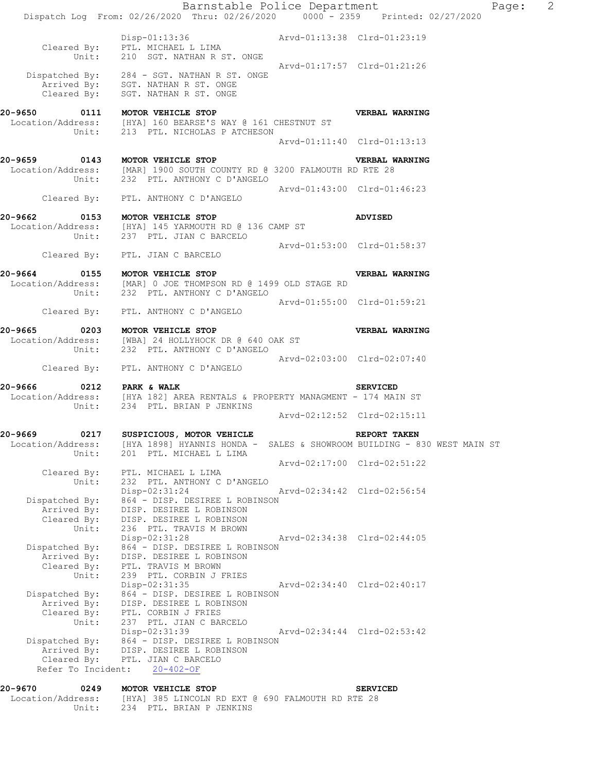```
              Disp-01:13:36                   Arvd-01:13:38  Clrd-01:23:19
   Cleared By:   PTL. MICHAEL L LIMA
         Unit:   210  SGT. NATHAN R ST. ONGE
                                              Arvd-01:17:57  Clrd-01:21:26
Dispatched By:   284 - SGT. NATHAN R ST. ONGE
   Arrived By:   SGT. NATHAN R ST. ONGE
   Cleared By:   SGT. NATHAN R ST. ONGE
```

**20-9650 0111 MOTOR VEHICLE STOP** — **VERBAL WARNING**

```
Location/Address:   [HYA] 160 BEARSE'S WAY @ 161 CHESTNUT ST
            Unit:   213  PTL. NICHOLAS P ATCHESON
                                              Arvd-01:11:40  Clrd-01:13:13
```

**20-9659 0143 MOTOR VEHICLE STOP** — **VERBAL WARNING**

```
Location/Address:   [MAR] 1900 SOUTH COUNTY RD @ 3200 FALMOUTH RD RTE 28
            Unit:   232  PTL. ANTHONY C D'ANGELO
                                              Arvd-01:43:00  Clrd-01:46:23
      Cleared By:   PTL. ANTHONY C D'ANGELO
```

**20-9662 0153 MOTOR VEHICLE STOP** — **ADVISED**

```
Location/Address:   [HYA] 145 YARMOUTH RD @ 136 CAMP ST
            Unit:   237  PTL. JIAN C BARCELO
                                              Arvd-01:53:00  Clrd-01:58:37
      Cleared By:   PTL. JIAN C BARCELO
```

**20-9664 0155 MOTOR VEHICLE STOP** — **VERBAL WARNING**

```
Location/Address:   [MAR] 0 JOE THOMPSON RD @ 1499 OLD STAGE RD
            Unit:   232  PTL. ANTHONY C D'ANGELO
                                              Arvd-01:55:00  Clrd-01:59:21
      Cleared By:   PTL. ANTHONY C D'ANGELO
```

**20-9665 0203 MOTOR VEHICLE STOP** — **VERBAL WARNING**

```
Location/Address:   [WBA] 24 HOLLYHOCK DR @ 640 OAK ST
            Unit:   232  PTL. ANTHONY C D'ANGELO
                                              Arvd-02:03:00  Clrd-02:07:40
      Cleared By:   PTL. ANTHONY C D'ANGELO
```

**20-9666 0212 PARK & WALK** — **SERVICED**

```
Location/Address:   [HYA 182] AREA RENTALS & PROPERTY MANAGMENT - 174 MAIN ST
            Unit:   234  PTL. BRIAN P JENKINS
                                              Arvd-02:12:52  Clrd-02:15:11
```

**20-9669 0217 SUSPICIOUS, MOTOR VEHICLE** — **REPORT TAKEN**

```
Location/Address:   [HYA 1898] HYANNIS HONDA -  SALES & SHOWROOM BUILDING - 830 WEST MAIN ST
            Unit:   201  PTL. MICHAEL L LIMA
                                              Arvd-02:17:00  Clrd-02:51:22
      Cleared By:   PTL. MICHAEL L LIMA
            Unit:   232  PTL. ANTHONY C D'ANGELO
                    Disp-02:31:24             Arvd-02:34:42  Clrd-02:56:54
   Dispatched By:   864 - DISP. DESIREE L ROBINSON
      Arrived By:   DISP. DESIREE L ROBINSON
      Cleared By:   DISP. DESIREE L ROBINSON
            Unit:   236  PTL. TRAVIS M BROWN
                    Disp-02:31:28             Arvd-02:34:38  Clrd-02:44:05
   Dispatched By:   864 - DISP. DESIREE L ROBINSON
      Arrived By:   DISP. DESIREE L ROBINSON
      Cleared By:   PTL. TRAVIS M BROWN
            Unit:   239  PTL. CORBIN J FRIES
                    Disp-02:31:35             Arvd-02:34:40  Clrd-02:40:17
   Dispatched By:   864 - DISP. DESIREE L ROBINSON
      Arrived By:   DISP. DESIREE L ROBINSON
      Cleared By:   PTL. CORBIN J FRIES
            Unit:   237  PTL. JIAN C BARCELO
                    Disp-02:31:39             Arvd-02:34:44  Clrd-02:53:42
   Dispatched By:   864 - DISP. DESIREE L ROBINSON
      Arrived By:   DISP. DESIREE L ROBINSON
      Cleared By:   PTL. JIAN C BARCELO
Refer To Incident:  20-402-OF
```

**20-9670 0249 MOTOR VEHICLE STOP** — **SERVICED**

```
Location/Address:   [HYA] 385 LINCOLN RD EXT @ 690 FALMOUTH RD RTE 28
            Unit:   234  PTL. BRIAN P JENKINS
```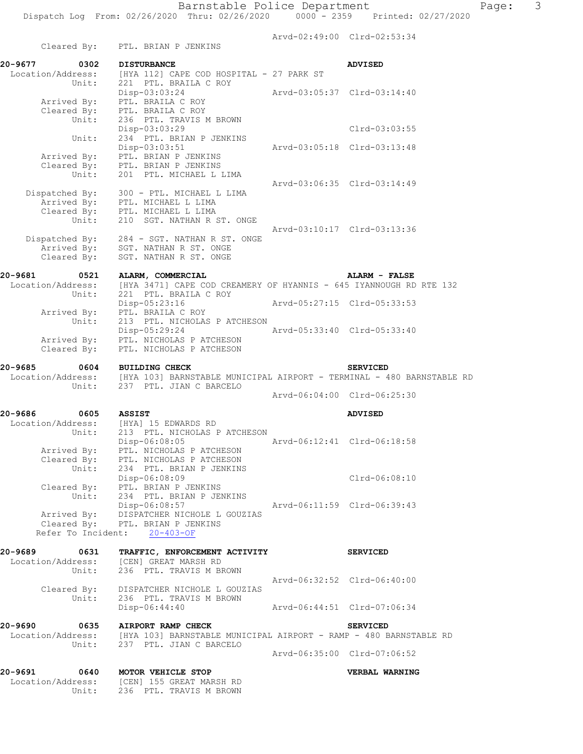Arvd-02:49:00 Clrd-02:53:34
Cleared By: PTL. BRIAN P JENKINS

**20-9677 0302 DISTURBANCE** **ADVISED**
Location/Address: [HYA 112] CAPE COD HOSPITAL - 27 PARK ST
Unit: 221 PTL. BRAILA C ROY
Disp-03:03:24 Arvd-03:05:37 Clrd-03:14:40
Arrived By: PTL. BRAILA C ROY
Cleared By: PTL. BRAILA C ROY
Unit: 236 PTL. TRAVIS M BROWN
Disp-03:03:29 Clrd-03:03:55
Unit: 234 PTL. BRIAN P JENKINS
Disp-03:03:51 Arvd-03:05:18 Clrd-03:13:48
Arrived By: PTL. BRIAN P JENKINS
Cleared By: PTL. BRIAN P JENKINS
Unit: 201 PTL. MICHAEL L LIMA
Arvd-03:06:35 Clrd-03:14:49
Dispatched By: 300 - PTL. MICHAEL L LIMA
Arrived By: PTL. MICHAEL L LIMA
Cleared By: PTL. MICHAEL L LIMA
Unit: 210 SGT. NATHAN R ST. ONGE
Arvd-03:10:17 Clrd-03:13:36
Dispatched By: 284 - SGT. NATHAN R ST. ONGE
Arrived By: SGT. NATHAN R ST. ONGE
Cleared By: SGT. NATHAN R ST. ONGE

**20-9681 0521 ALARM, COMMERCIAL** **ALARM - FALSE**
Location/Address: [HYA 3471] CAPE COD CREAMERY OF HYANNIS - 645 IYANNOUGH RD RTE 132
Unit: 221 PTL. BRAILA C ROY
Disp-05:23:16 Arvd-05:27:15 Clrd-05:33:53
Arrived By: PTL. BRAILA C ROY
Unit: 213 PTL. NICHOLAS P ATCHESON
Disp-05:29:24 Arvd-05:33:40 Clrd-05:33:40
Arrived By: PTL. NICHOLAS P ATCHESON
Cleared By: PTL. NICHOLAS P ATCHESON

**20-9685 0604 BUILDING CHECK** **SERVICED**
Location/Address: [HYA 103] BARNSTABLE MUNICIPAL AIRPORT - TERMINAL - 480 BARNSTABLE RD
Unit: 237 PTL. JIAN C BARCELO
Arvd-06:04:00 Clrd-06:25:30

**20-9686 0605 ASSIST** **ADVISED**
Location/Address: [HYA] 15 EDWARDS RD
Unit: 213 PTL. NICHOLAS P ATCHESON
Disp-06:08:05 Arvd-06:12:41 Clrd-06:18:58
Arrived By: PTL. NICHOLAS P ATCHESON
Cleared By: PTL. NICHOLAS P ATCHESON
Unit: 234 PTL. BRIAN P JENKINS
Disp-06:08:09 Clrd-06:08:10
Cleared By: PTL. BRIAN P JENKINS
Unit: 234 PTL. BRIAN P JENKINS
Disp-06:08:57 Arvd-06:11:59 Clrd-06:39:43
Arrived By: DISPATCHER NICHOLE L GOUZIAS
Cleared By: PTL. BRIAN P JENKINS
Refer To Incident: 20-403-OF

**20-9689 0631 TRAFFIC, ENFORCEMENT ACTIVITY** **SERVICED**
Location/Address: [CEN] GREAT MARSH RD
Unit: 236 PTL. TRAVIS M BROWN
Arvd-06:32:52 Clrd-06:40:00
Cleared By: DISPATCHER NICHOLE L GOUZIAS
Unit: 236 PTL. TRAVIS M BROWN
Disp-06:44:40 Arvd-06:44:51 Clrd-07:06:34

**20-9690 0635 AIRPORT RAMP CHECK** **SERVICED**
Location/Address: [HYA 103] BARNSTABLE MUNICIPAL AIRPORT - RAMP - 480 BARNSTABLE RD
Unit: 237 PTL. JIAN C BARCELO
Arvd-06:35:00 Clrd-07:06:52

**20-9691 0640 MOTOR VEHICLE STOP** **VERBAL WARNING**
Location/Address: [CEN] 155 GREAT MARSH RD
Unit: 236 PTL. TRAVIS M BROWN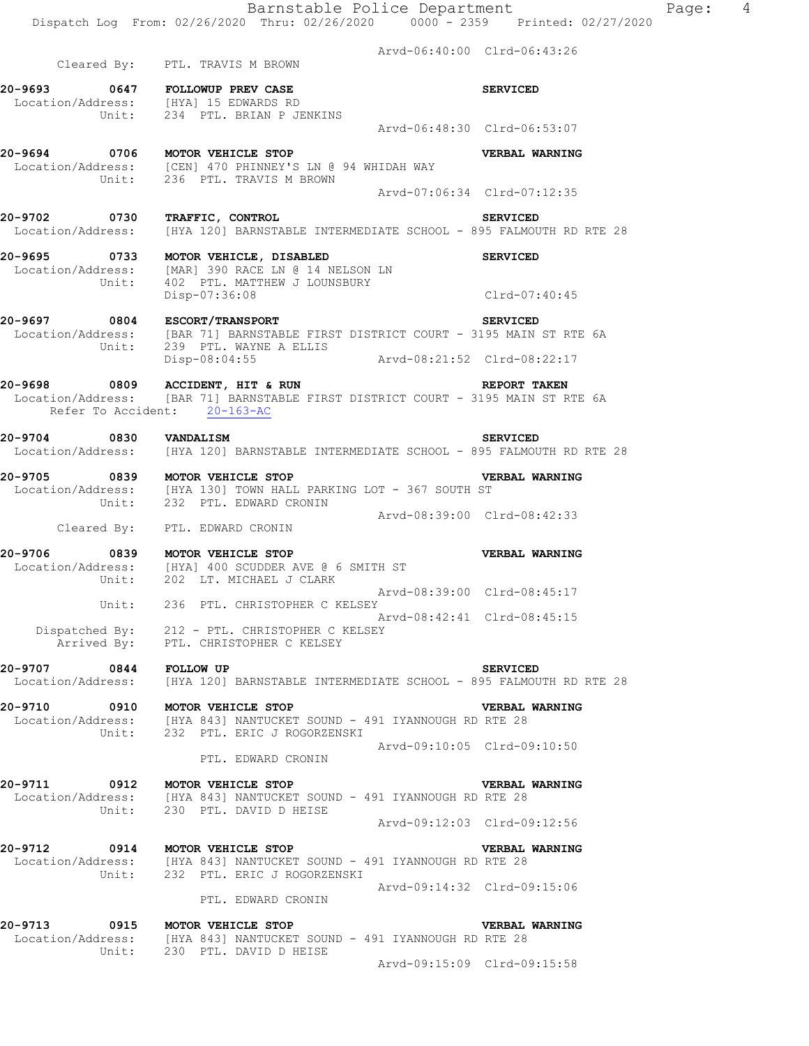Arvd-06:40:00 Clrd-06:43:26
Cleared By: PTL. TRAVIS M BROWN

**20-9693 0647 FOLLOWUP PREV CASE** **SERVICED**
Location/Address: [HYA] 15 EDWARDS RD
Unit: 234 PTL. BRIAN P JENKINS
Arvd-06:48:30 Clrd-06:53:07

**20-9694 0706 MOTOR VEHICLE STOP** **VERBAL WARNING**
Location/Address: [CEN] 470 PHINNEY'S LN @ 94 WHIDAH WAY
Unit: 236 PTL. TRAVIS M BROWN
Arvd-07:06:34 Clrd-07:12:35

**20-9702 0730 TRAFFIC, CONTROL** **SERVICED**
Location/Address: [HYA 120] BARNSTABLE INTERMEDIATE SCHOOL - 895 FALMOUTH RD RTE 28

**20-9695 0733 MOTOR VEHICLE, DISABLED** **SERVICED**
Location/Address: [MAR] 390 RACE LN @ 14 NELSON LN
Unit: 402 PTL. MATTHEW J LOUNSBURY
Disp-07:36:08 Clrd-07:40:45

**20-9697 0804 ESCORT/TRANSPORT** **SERVICED**
Location/Address: [BAR 71] BARNSTABLE FIRST DISTRICT COURT - 3195 MAIN ST RTE 6A
Unit: 239 PTL. WAYNE A ELLIS
Disp-08:04:55 Arvd-08:21:52 Clrd-08:22:17

**20-9698 0809 ACCIDENT, HIT & RUN** **REPORT TAKEN**
Location/Address: [BAR 71] BARNSTABLE FIRST DISTRICT COURT - 3195 MAIN ST RTE 6A
Refer To Accident: 20-163-AC

**20-9704 0830 VANDALISM** **SERVICED**
Location/Address: [HYA 120] BARNSTABLE INTERMEDIATE SCHOOL - 895 FALMOUTH RD RTE 28

**20-9705 0839 MOTOR VEHICLE STOP** **VERBAL WARNING**
Location/Address: [HYA 130] TOWN HALL PARKING LOT - 367 SOUTH ST
Unit: 232 PTL. EDWARD CRONIN
Arvd-08:39:00 Clrd-08:42:33
Cleared By: PTL. EDWARD CRONIN

**20-9706 0839 MOTOR VEHICLE STOP** **VERBAL WARNING**
Location/Address: [HYA] 400 SCUDDER AVE @ 6 SMITH ST
Unit: 202 LT. MICHAEL J CLARK
Arvd-08:39:00 Clrd-08:45:17
Unit: 236 PTL. CHRISTOPHER C KELSEY
Arvd-08:42:41 Clrd-08:45:15
Dispatched By: 212 - PTL. CHRISTOPHER C KELSEY
Arrived By: PTL. CHRISTOPHER C KELSEY

**20-9707 0844 FOLLOW UP** **SERVICED**
Location/Address: [HYA 120] BARNSTABLE INTERMEDIATE SCHOOL - 895 FALMOUTH RD RTE 28

**20-9710 0910 MOTOR VEHICLE STOP** **VERBAL WARNING**
Location/Address: [HYA 843] NANTUCKET SOUND - 491 IYANNOUGH RD RTE 28
Unit: 232 PTL. ERIC J ROGORZENSKI
Arvd-09:10:05 Clrd-09:10:50
PTL. EDWARD CRONIN

**20-9711 0912 MOTOR VEHICLE STOP** **VERBAL WARNING**
Location/Address: [HYA 843] NANTUCKET SOUND - 491 IYANNOUGH RD RTE 28
Unit: 230 PTL. DAVID D HEISE
Arvd-09:12:03 Clrd-09:12:56

**20-9712 0914 MOTOR VEHICLE STOP** **VERBAL WARNING**
Location/Address: [HYA 843] NANTUCKET SOUND - 491 IYANNOUGH RD RTE 28
Unit: 232 PTL. ERIC J ROGORZENSKI
Arvd-09:14:32 Clrd-09:15:06
PTL. EDWARD CRONIN

**20-9713 0915 MOTOR VEHICLE STOP** **VERBAL WARNING**
Location/Address: [HYA 843] NANTUCKET SOUND - 491 IYANNOUGH RD RTE 28
Unit: 230 PTL. DAVID D HEISE
Arvd-09:15:09 Clrd-09:15:58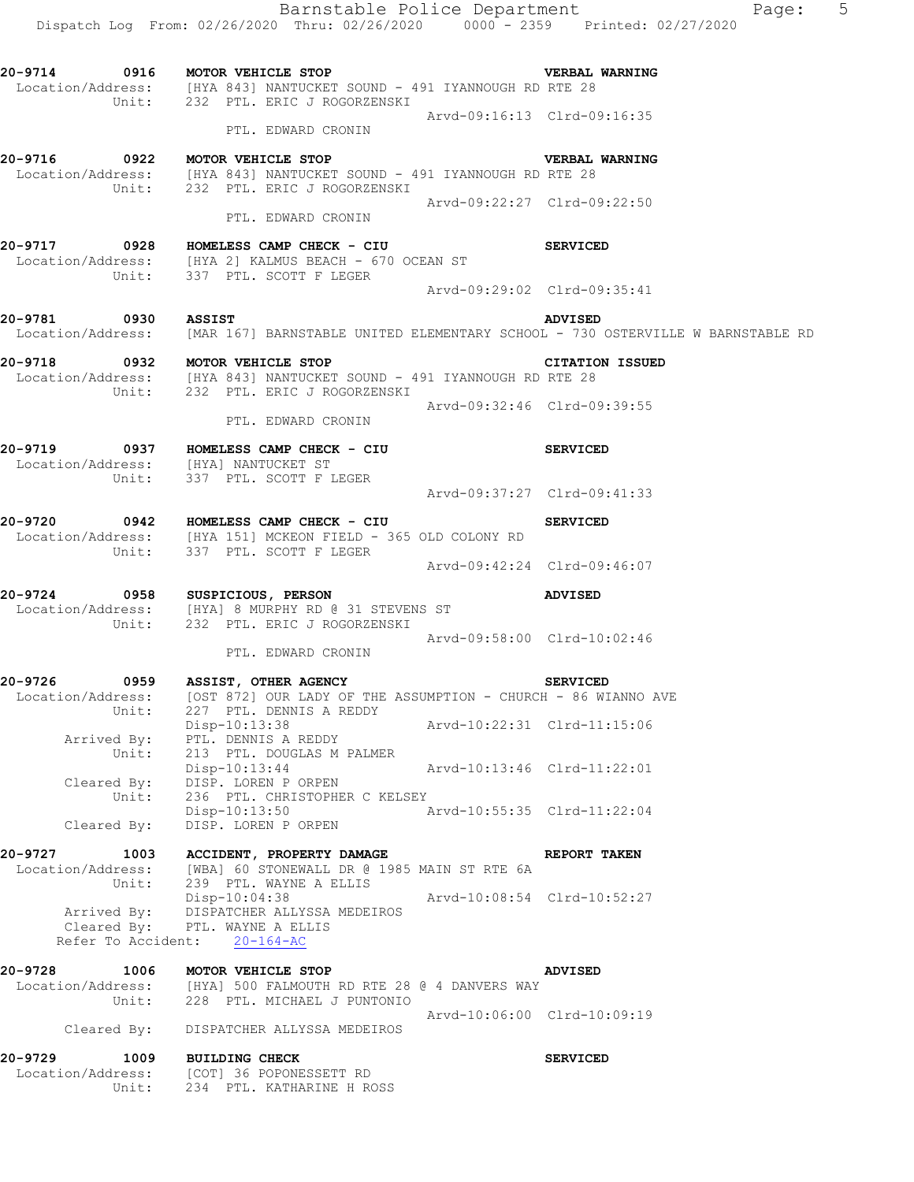**20-9714 0916 MOTOR VEHICLE STOP** **VERBAL WARNING**
Location/Address: [HYA 843] NANTUCKET SOUND - 491 IYANNOUGH RD RTE 28
Unit: 232 PTL. ERIC J ROGORZENSKI
Arvd-09:16:13 Clrd-09:16:35
PTL. EDWARD CRONIN

**20-9716 0922 MOTOR VEHICLE STOP** **VERBAL WARNING**
Location/Address: [HYA 843] NANTUCKET SOUND - 491 IYANNOUGH RD RTE 28
Unit: 232 PTL. ERIC J ROGORZENSKI
Arvd-09:22:27 Clrd-09:22:50
PTL. EDWARD CRONIN

**20-9717 0928 HOMELESS CAMP CHECK - CIU** **SERVICED**
Location/Address: [HYA 2] KALMUS BEACH - 670 OCEAN ST
Unit: 337 PTL. SCOTT F LEGER
Arvd-09:29:02 Clrd-09:35:41

**20-9781 0930 ASSIST** **ADVISED**
Location/Address: [MAR 167] BARNSTABLE UNITED ELEMENTARY SCHOOL - 730 OSTERVILLE W BARNSTABLE RD

**20-9718 0932 MOTOR VEHICLE STOP** **CITATION ISSUED**
Location/Address: [HYA 843] NANTUCKET SOUND - 491 IYANNOUGH RD RTE 28
Unit: 232 PTL. ERIC J ROGORZENSKI
Arvd-09:32:46 Clrd-09:39:55
PTL. EDWARD CRONIN

**20-9719 0937 HOMELESS CAMP CHECK - CIU** **SERVICED**
Location/Address: [HYA] NANTUCKET ST
Unit: 337 PTL. SCOTT F LEGER
Arvd-09:37:27 Clrd-09:41:33

**20-9720 0942 HOMELESS CAMP CHECK - CIU** **SERVICED**
Location/Address: [HYA 151] MCKEON FIELD - 365 OLD COLONY RD
Unit: 337 PTL. SCOTT F LEGER
Arvd-09:42:24 Clrd-09:46:07

**20-9724 0958 SUSPICIOUS, PERSON** **ADVISED**
Location/Address: [HYA] 8 MURPHY RD @ 31 STEVENS ST
Unit: 232 PTL. ERIC J ROGORZENSKI
Arvd-09:58:00 Clrd-10:02:46
PTL. EDWARD CRONIN

**20-9726 0959 ASSIST, OTHER AGENCY** **SERVICED**
Location/Address: [OST 872] OUR LADY OF THE ASSUMPTION - CHURCH - 86 WIANNO AVE
Unit: 227 PTL. DENNIS A REDDY
Disp-10:13:38 Arvd-10:22:31 Clrd-11:15:06
Arrived By: PTL. DENNIS A REDDY
Unit: 213 PTL. DOUGLAS M PALMER
Disp-10:13:44 Arvd-10:13:46 Clrd-11:22:01
Cleared By: DISP. LOREN P ORPEN
Unit: 236 PTL. CHRISTOPHER C KELSEY
Disp-10:13:50 Arvd-10:55:35 Clrd-11:22:04
Cleared By: DISP. LOREN P ORPEN

**20-9727 1003 ACCIDENT, PROPERTY DAMAGE** **REPORT TAKEN**
Location/Address: [WBA] 60 STONEWALL DR @ 1985 MAIN ST RTE 6A
Unit: 239 PTL. WAYNE A ELLIS
Disp-10:04:38 Arvd-10:08:54 Clrd-10:52:27
Arrived By: DISPATCHER ALLYSSA MEDEIROS
Cleared By: PTL. WAYNE A ELLIS
Refer To Accident: 20-164-AC

**20-9728 1006 MOTOR VEHICLE STOP** **ADVISED**
Location/Address: [HYA] 500 FALMOUTH RD RTE 28 @ 4 DANVERS WAY
Unit: 228 PTL. MICHAEL J PUNTONIO
Arvd-10:06:00 Clrd-10:09:19
Cleared By: DISPATCHER ALLYSSA MEDEIROS

**20-9729 1009 BUILDING CHECK** **SERVICED**
Location/Address: [COT] 36 POPONESSETT RD
Unit: 234 PTL. KATHARINE H ROSS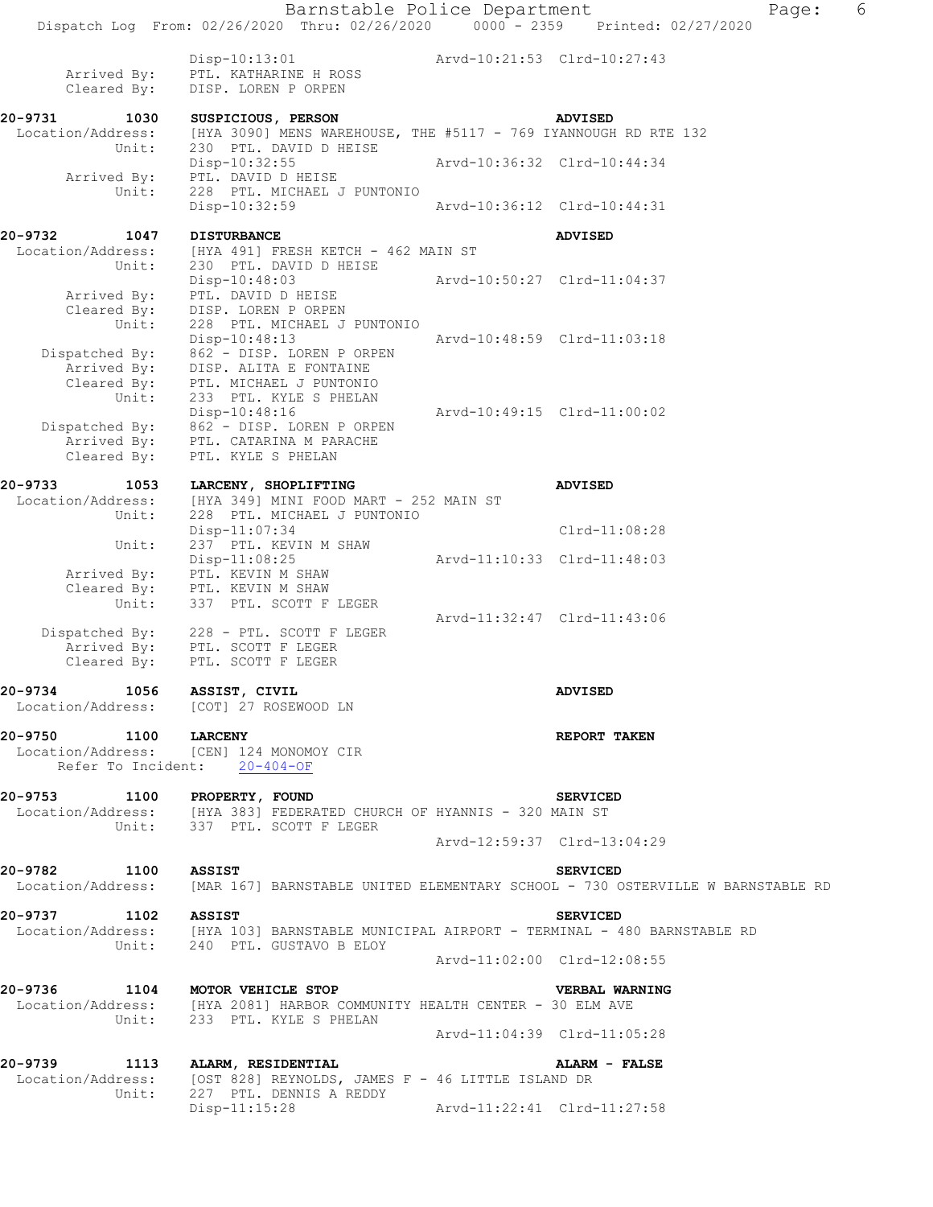```
                Disp-10:13:01                   Arvd-10:21:53  Clrd-10:27:43
      Arrived By:   PTL. KATHARINE H ROSS
      Cleared By:   DISP. LOREN P ORPEN

20-9731        1030   SUSPICIOUS, PERSON                              ADVISED
  Location/Address:   [HYA 3090] MENS WAREHOUSE, THE #5117 - 769 IYANNOUGH RD RTE 132
             Unit:    230  PTL. DAVID D HEISE
                      Disp-10:32:55                   Arvd-10:36:32  Clrd-10:44:34
      Arrived By:     PTL. DAVID D HEISE
             Unit:    228  PTL. MICHAEL J PUNTONIO
                      Disp-10:32:59                   Arvd-10:36:12  Clrd-10:44:31

20-9732        1047   DISTURBANCE                                     ADVISED
  Location/Address:   [HYA 491] FRESH KETCH - 462 MAIN ST
             Unit:    230  PTL. DAVID D HEISE
                      Disp-10:48:03                   Arvd-10:50:27  Clrd-11:04:37
      Arrived By:     PTL. DAVID D HEISE
      Cleared By:     DISP. LOREN P ORPEN
             Unit:    228  PTL. MICHAEL J PUNTONIO
                      Disp-10:48:13                   Arvd-10:48:59  Clrd-11:03:18
   Dispatched By:     862 - DISP. LOREN P ORPEN
      Arrived By:     DISP. ALITA E FONTAINE
      Cleared By:     PTL. MICHAEL J PUNTONIO
             Unit:    233  PTL. KYLE S PHELAN
                      Disp-10:48:16                   Arvd-10:49:15  Clrd-11:00:02
   Dispatched By:     862 - DISP. LOREN P ORPEN
      Arrived By:     PTL. CATARINA M PARACHE
      Cleared By:     PTL. KYLE S PHELAN

20-9733        1053   LARCENY, SHOPLIFTING                            ADVISED
  Location/Address:   [HYA 349] MINI FOOD MART - 252 MAIN ST
             Unit:    228  PTL. MICHAEL J PUNTONIO
                      Disp-11:07:34                                  Clrd-11:08:28
             Unit:    237  PTL. KEVIN M SHAW
                      Disp-11:08:25                   Arvd-11:10:33  Clrd-11:48:03
      Arrived By:     PTL. KEVIN M SHAW
      Cleared By:     PTL. KEVIN M SHAW
             Unit:    337  PTL. SCOTT F LEGER
                                                      Arvd-11:32:47  Clrd-11:43:06
   Dispatched By:     228 - PTL. SCOTT F LEGER
      Arrived By:     PTL. SCOTT F LEGER
      Cleared By:     PTL. SCOTT F LEGER

20-9734        1056   ASSIST, CIVIL                                   ADVISED
  Location/Address:   [COT] 27 ROSEWOOD LN

20-9750        1100   LARCENY                                         REPORT TAKEN
  Location/Address:   [CEN] 124 MONOMOY CIR
    Refer To Incident:   20-404-OF

20-9753        1100   PROPERTY, FOUND                                 SERVICED
  Location/Address:   [HYA 383] FEDERATED CHURCH OF HYANNIS - 320 MAIN ST
             Unit:    337  PTL. SCOTT F LEGER
                                                      Arvd-12:59:37  Clrd-13:04:29

20-9782        1100   ASSIST                                          SERVICED
  Location/Address:   [MAR 167] BARNSTABLE UNITED ELEMENTARY SCHOOL - 730 OSTERVILLE W BARNSTABLE RD

20-9737        1102   ASSIST                                          SERVICED
  Location/Address:   [HYA 103] BARNSTABLE MUNICIPAL AIRPORT - TERMINAL - 480 BARNSTABLE RD
             Unit:    240  PTL. GUSTAVO B ELOY
                                                      Arvd-11:02:00  Clrd-12:08:55

20-9736        1104   MOTOR VEHICLE STOP                              VERBAL WARNING
  Location/Address:   [HYA 2081] HARBOR COMMUNITY HEALTH CENTER - 30 ELM AVE
             Unit:    233  PTL. KYLE S PHELAN
                                                      Arvd-11:04:39  Clrd-11:05:28

20-9739        1113   ALARM, RESIDENTIAL                              ALARM - FALSE
  Location/Address:   [OST 828] REYNOLDS, JAMES F - 46 LITTLE ISLAND DR
             Unit:    227  PTL. DENNIS A REDDY
                      Disp-11:15:28                   Arvd-11:22:41  Clrd-11:27:58
```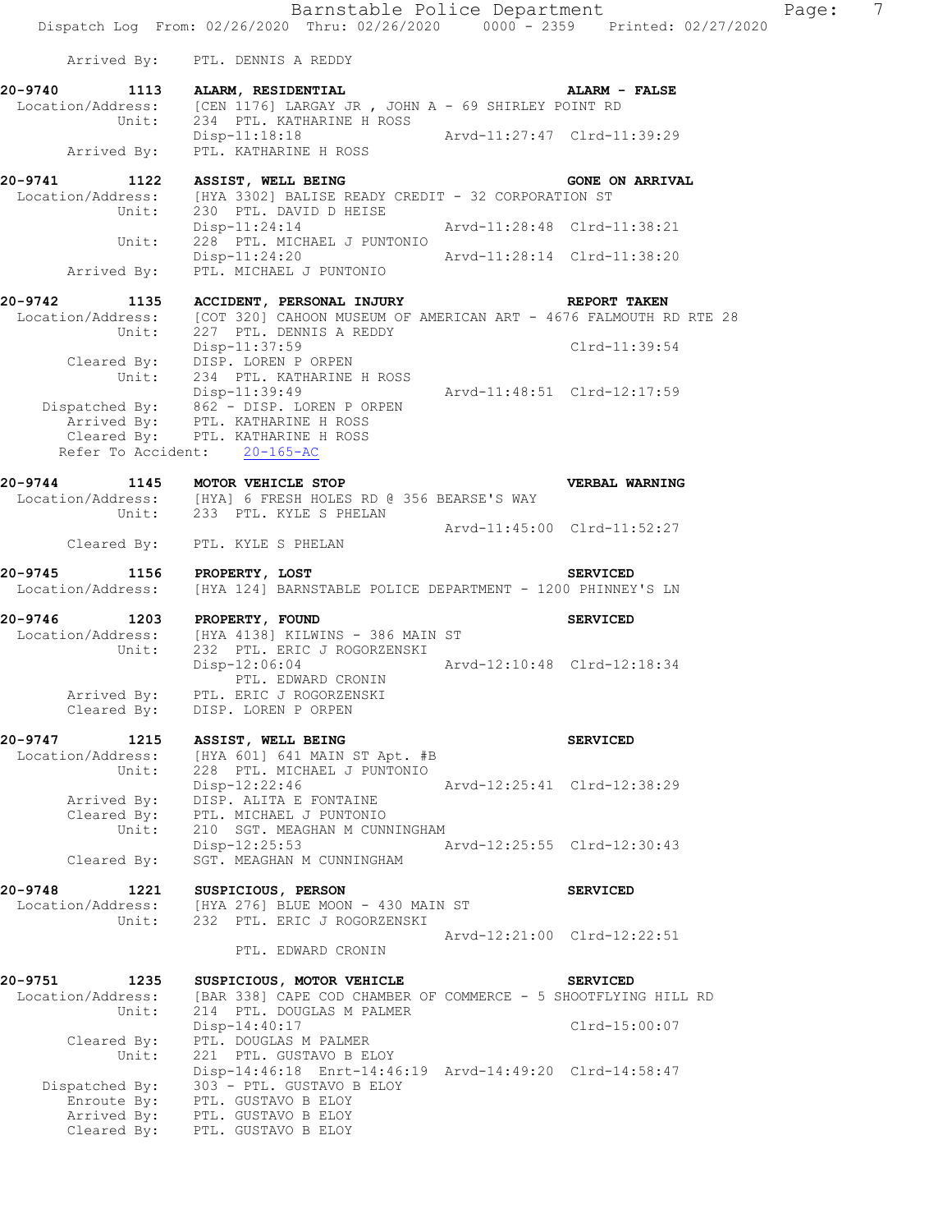Arrived By: PTL. DENNIS A REDDY

**20-9740 1113 ALARM, RESIDENTIAL ALARM - FALSE**
Location/Address: [CEN 1176] LARGAY JR , JOHN A - 69 SHIRLEY POINT RD
Unit: 234 PTL. KATHARINE H ROSS
Disp-11:18:18 Arvd-11:27:47 Clrd-11:39:29
Arrived By: PTL. KATHARINE H ROSS

**20-9741 1122 ASSIST, WELL BEING GONE ON ARRIVAL**
Location/Address: [HYA 3302] BALISE READY CREDIT - 32 CORPORATION ST
Unit: 230 PTL. DAVID D HEISE
Disp-11:24:14 Arvd-11:28:48 Clrd-11:38:21
Unit: 228 PTL. MICHAEL J PUNTONIO
Disp-11:24:20 Arvd-11:28:14 Clrd-11:38:20
Arrived By: PTL. MICHAEL J PUNTONIO

**20-9742 1135 ACCIDENT, PERSONAL INJURY REPORT TAKEN**
Location/Address: [COT 320] CAHOON MUSEUM OF AMERICAN ART - 4676 FALMOUTH RD RTE 28
Unit: 227 PTL. DENNIS A REDDY
Disp-11:37:59 Clrd-11:39:54
Cleared By: DISP. LOREN P ORPEN
Unit: 234 PTL. KATHARINE H ROSS
Disp-11:39:49 Arvd-11:48:51 Clrd-12:17:59
Dispatched By: 862 - DISP. LOREN P ORPEN
Arrived By: PTL. KATHARINE H ROSS
Cleared By: PTL. KATHARINE H ROSS
Refer To Accident: 20-165-AC

**20-9744 1145 MOTOR VEHICLE STOP VERBAL WARNING**
Location/Address: [HYA] 6 FRESH HOLES RD @ 356 BEARSE'S WAY
Unit: 233 PTL. KYLE S PHELAN
Arvd-11:45:00 Clrd-11:52:27
Cleared By: PTL. KYLE S PHELAN

**20-9745 1156 PROPERTY, LOST SERVICED**
Location/Address: [HYA 124] BARNSTABLE POLICE DEPARTMENT - 1200 PHINNEY'S LN

**20-9746 1203 PROPERTY, FOUND SERVICED**
Location/Address: [HYA 4138] KILWINS - 386 MAIN ST
Unit: 232 PTL. ERIC J ROGORZENSKI
Disp-12:06:04 Arvd-12:10:48 Clrd-12:18:34
PTL. EDWARD CRONIN
Arrived By: PTL. ERIC J ROGORZENSKI
Cleared By: DISP. LOREN P ORPEN

**20-9747 1215 ASSIST, WELL BEING SERVICED**
Location/Address: [HYA 601] 641 MAIN ST Apt. #B
Unit: 228 PTL. MICHAEL J PUNTONIO
Disp-12:22:46 Arvd-12:25:41 Clrd-12:38:29
Arrived By: DISP. ALITA E FONTAINE
Cleared By: PTL. MICHAEL J PUNTONIO
Unit: 210 SGT. MEAGHAN M CUNNINGHAM
Disp-12:25:53 Arvd-12:25:55 Clrd-12:30:43
Cleared By: SGT. MEAGHAN M CUNNINGHAM

**20-9748 1221 SUSPICIOUS, PERSON SERVICED**
Location/Address: [HYA 276] BLUE MOON - 430 MAIN ST
Unit: 232 PTL. ERIC J ROGORZENSKI
Arvd-12:21:00 Clrd-12:22:51
PTL. EDWARD CRONIN

**20-9751 1235 SUSPICIOUS, MOTOR VEHICLE SERVICED**
Location/Address: [BAR 338] CAPE COD CHAMBER OF COMMERCE - 5 SHOOTFLYING HILL RD
Unit: 214 PTL. DOUGLAS M PALMER
Disp-14:40:17 Clrd-15:00:07
Cleared By: PTL. DOUGLAS M PALMER
Unit: 221 PTL. GUSTAVO B ELOY
Disp-14:46:18 Enrt-14:46:19 Arvd-14:49:20 Clrd-14:58:47
Dispatched By: 303 - PTL. GUSTAVO B ELOY
Enroute By: PTL. GUSTAVO B ELOY
Arrived By: PTL. GUSTAVO B ELOY
Cleared By: PTL. GUSTAVO B ELOY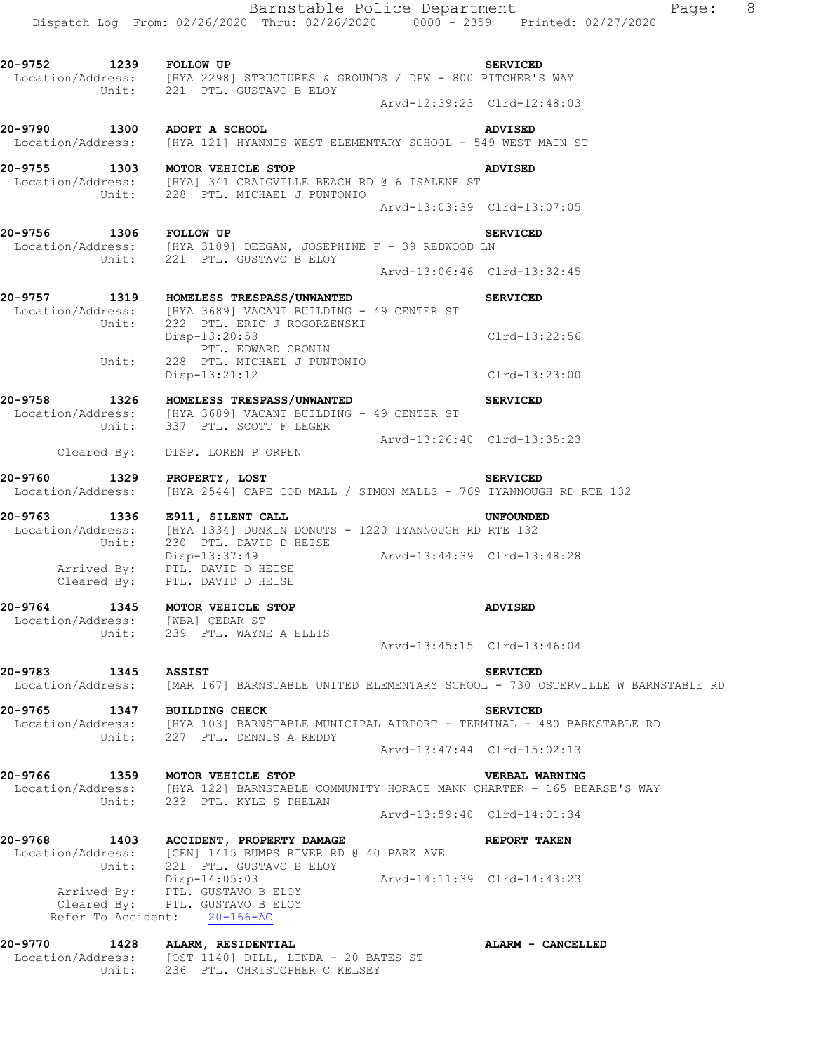**20-9752 1239 FOLLOW UP** **SERVICED**
Location/Address: [HYA 2298] STRUCTURES & GROUNDS / DPW - 800 PITCHER'S WAY
Unit: 221 PTL. GUSTAVO B ELOY
Arvd-12:39:23 Clrd-12:48:03

**20-9790 1300 ADOPT A SCHOOL** **ADVISED**
Location/Address: [HYA 121] HYANNIS WEST ELEMENTARY SCHOOL - 549 WEST MAIN ST

**20-9755 1303 MOTOR VEHICLE STOP** **ADVISED**
Location/Address: [HYA] 341 CRAIGVILLE BEACH RD @ 6 ISALENE ST
Unit: 228 PTL. MICHAEL J PUNTONIO
Arvd-13:03:39 Clrd-13:07:05

**20-9756 1306 FOLLOW UP** **SERVICED**
Location/Address: [HYA 3109] DEEGAN, JOSEPHINE F - 39 REDWOOD LN
Unit: 221 PTL. GUSTAVO B ELOY
Arvd-13:06:46 Clrd-13:32:45

**20-9757 1319 HOMELESS TRESPASS/UNWANTED** **SERVICED**
Location/Address: [HYA 3689] VACANT BUILDING - 49 CENTER ST
Unit: 232 PTL. ERIC J ROGORZENSKI
Disp-13:20:58 Clrd-13:22:56
PTL. EDWARD CRONIN
Unit: 228 PTL. MICHAEL J PUNTONIO
Disp-13:21:12 Clrd-13:23:00

**20-9758 1326 HOMELESS TRESPASS/UNWANTED** **SERVICED**
Location/Address: [HYA 3689] VACANT BUILDING - 49 CENTER ST
Unit: 337 PTL. SCOTT F LEGER
Arvd-13:26:40 Clrd-13:35:23
Cleared By: DISP. LOREN P ORPEN

**20-9760 1329 PROPERTY, LOST** **SERVICED**
Location/Address: [HYA 2544] CAPE COD MALL / SIMON MALLS - 769 IYANNOUGH RD RTE 132

**20-9763 1336 E911, SILENT CALL** **UNFOUNDED**
Location/Address: [HYA 1334] DUNKIN DONUTS - 1220 IYANNOUGH RD RTE 132
Unit: 230 PTL. DAVID D HEISE
Disp-13:37:49 Arvd-13:44:39 Clrd-13:48:28
Arrived By: PTL. DAVID D HEISE
Cleared By: PTL. DAVID D HEISE

**20-9764 1345 MOTOR VEHICLE STOP** **ADVISED**
Location/Address: [WBA] CEDAR ST
Unit: 239 PTL. WAYNE A ELLIS
Arvd-13:45:15 Clrd-13:46:04

**20-9783 1345 ASSIST** **SERVICED**
Location/Address: [MAR 167] BARNSTABLE UNITED ELEMENTARY SCHOOL - 730 OSTERVILLE W BARNSTABLE RD

**20-9765 1347 BUILDING CHECK** **SERVICED**
Location/Address: [HYA 103] BARNSTABLE MUNICIPAL AIRPORT - TERMINAL - 480 BARNSTABLE RD
Unit: 227 PTL. DENNIS A REDDY
Arvd-13:47:44 Clrd-15:02:13

**20-9766 1359 MOTOR VEHICLE STOP** **VERBAL WARNING**
Location/Address: [HYA 122] BARNSTABLE COMMUNITY HORACE MANN CHARTER - 165 BEARSE'S WAY
Unit: 233 PTL. KYLE S PHELAN
Arvd-13:59:40 Clrd-14:01:34

**20-9768 1403 ACCIDENT, PROPERTY DAMAGE** **REPORT TAKEN**
Location/Address: [CEN] 1415 BUMPS RIVER RD @ 40 PARK AVE
Unit: 221 PTL. GUSTAVO B ELOY
Disp-14:05:03 Arvd-14:11:39 Clrd-14:43:23
Arrived By: PTL. GUSTAVO B ELOY
Cleared By: PTL. GUSTAVO B ELOY
Refer To Accident: 20-166-AC

**20-9770 1428 ALARM, RESIDENTIAL** **ALARM - CANCELLED**
Location/Address: [OST 1140] DILL, LINDA - 20 BATES ST
Unit: 236 PTL. CHRISTOPHER C KELSEY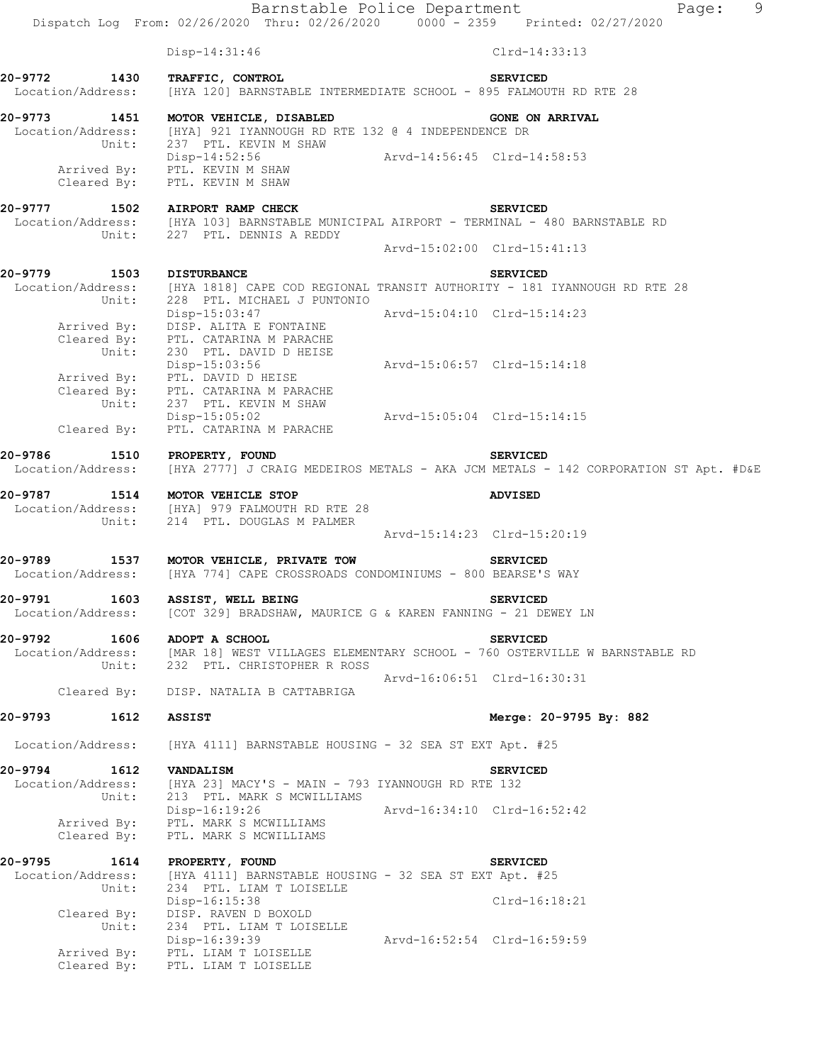Disp-14:31:46 Clrd-14:33:13

**20-9772 1430 TRAFFIC, CONTROL SERVICED**
Location/Address: [HYA 120] BARNSTABLE INTERMEDIATE SCHOOL - 895 FALMOUTH RD RTE 28

**20-9773 1451 MOTOR VEHICLE, DISABLED GONE ON ARRIVAL**
Location/Address: [HYA] 921 IYANNOUGH RD RTE 132 @ 4 INDEPENDENCE DR
Unit: 237 PTL. KEVIN M SHAW
Disp-14:52:56 Arvd-14:56:45 Clrd-14:58:53
Arrived By: PTL. KEVIN M SHAW
Cleared By: PTL. KEVIN M SHAW

**20-9777 1502 AIRPORT RAMP CHECK SERVICED**
Location/Address: [HYA 103] BARNSTABLE MUNICIPAL AIRPORT - TERMINAL - 480 BARNSTABLE RD
Unit: 227 PTL. DENNIS A REDDY
Arvd-15:02:00 Clrd-15:41:13

**20-9779 1503 DISTURBANCE SERVICED**
Location/Address: [HYA 1818] CAPE COD REGIONAL TRANSIT AUTHORITY - 181 IYANNOUGH RD RTE 28
Unit: 228 PTL. MICHAEL J PUNTONIO
Disp-15:03:47 Arvd-15:04:10 Clrd-15:14:23
Arrived By: DISP. ALITA E FONTAINE
Cleared By: PTL. CATARINA M PARACHE
Unit: 230 PTL. DAVID D HEISE
Disp-15:03:56 Arvd-15:06:57 Clrd-15:14:18
Arrived By: PTL. DAVID D HEISE
Cleared By: PTL. CATARINA M PARACHE
Unit: 237 PTL. KEVIN M SHAW
Disp-15:05:02 Arvd-15:05:04 Clrd-15:14:15
Cleared By: PTL. CATARINA M PARACHE

**20-9786 1510 PROPERTY, FOUND SERVICED**
Location/Address: [HYA 2777] J CRAIG MEDEIROS METALS - AKA JCM METALS - 142 CORPORATION ST Apt. #D&E

**20-9787 1514 MOTOR VEHICLE STOP ADVISED**
Location/Address: [HYA] 979 FALMOUTH RD RTE 28
Unit: 214 PTL. DOUGLAS M PALMER
Arvd-15:14:23 Clrd-15:20:19

**20-9789 1537 MOTOR VEHICLE, PRIVATE TOW SERVICED**
Location/Address: [HYA 774] CAPE CROSSROADS CONDOMINIUMS - 800 BEARSE'S WAY

**20-9791 1603 ASSIST, WELL BEING SERVICED**
Location/Address: [COT 329] BRADSHAW, MAURICE G & KAREN FANNING - 21 DEWEY LN

**20-9792 1606 ADOPT A SCHOOL SERVICED**
Location/Address: [MAR 18] WEST VILLAGES ELEMENTARY SCHOOL - 760 OSTERVILLE W BARNSTABLE RD
Unit: 232 PTL. CHRISTOPHER R ROSS
Arvd-16:06:51 Clrd-16:30:31
Cleared By: DISP. NATALIA B CATTABRIGA

**20-9793 1612 ASSIST Merge: 20-9795 By: 882**

Location/Address: [HYA 4111] BARNSTABLE HOUSING - 32 SEA ST EXT Apt. #25

**20-9794 1612 VANDALISM SERVICED**
Location/Address: [HYA 23] MACY'S - MAIN - 793 IYANNOUGH RD RTE 132
Unit: 213 PTL. MARK S MCWILLIAMS
Disp-16:19:26 Arvd-16:34:10 Clrd-16:52:42
Arrived By: PTL. MARK S MCWILLIAMS
Cleared By: PTL. MARK S MCWILLIAMS

**20-9795 1614 PROPERTY, FOUND SERVICED**
Location/Address: [HYA 4111] BARNSTABLE HOUSING - 32 SEA ST EXT Apt. #25
Unit: 234 PTL. LIAM T LOISELLE
Disp-16:15:38 Clrd-16:18:21
Cleared By: DISP. RAVEN D BOXOLD
Unit: 234 PTL. LIAM T LOISELLE
Disp-16:39:39 Arvd-16:52:54 Clrd-16:59:59
Arrived By: PTL. LIAM T LOISELLE
Cleared By: PTL. LIAM T LOISELLE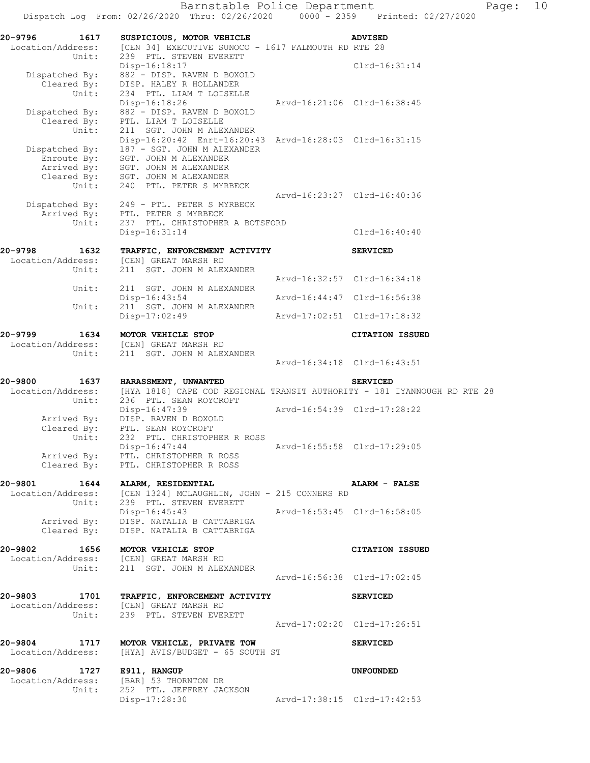**20-9796 1617 SUSPICIOUS, MOTOR VEHICLE** — **ADVISED**

```
 Location/Address:   [CEN 34] EXECUTIVE SUNOCO - 1617 FALMOUTH RD RTE 28
            Unit:    239  PTL. STEVEN EVERETT
                     Disp-16:18:17                                  Clrd-16:31:14
   Dispatched By:    882 - DISP. RAVEN D BOXOLD
      Cleared By:    DISP. HALEY R HOLLANDER
            Unit:    234  PTL. LIAM T LOISELLE
                     Disp-16:18:26                  Arvd-16:21:06 Clrd-16:38:45
   Dispatched By:    882 - DISP. RAVEN D BOXOLD
      Cleared By:    PTL. LIAM T LOISELLE
            Unit:    211  SGT. JOHN M ALEXANDER
                     Disp-16:20:42  Enrt-16:20:43  Arvd-16:28:03 Clrd-16:31:15
   Dispatched By:    187 - SGT. JOHN M ALEXANDER
      Enroute By:    SGT. JOHN M ALEXANDER
      Arrived By:    SGT. JOHN M ALEXANDER
      Cleared By:    SGT. JOHN M ALEXANDER
            Unit:    240  PTL. PETER S MYRBECK
                                                    Arvd-16:23:27 Clrd-16:40:36
   Dispatched By:    249 - PTL. PETER S MYRBECK
      Arrived By:    PTL. PETER S MYRBECK
            Unit:    237  PTL. CHRISTOPHER A BOTSFORD
                     Disp-16:31:14                                  Clrd-16:40:40
```

**20-9798 1632 TRAFFIC, ENFORCEMENT ACTIVITY** — **SERVICED**

```
 Location/Address:   [CEN] GREAT MARSH RD
            Unit:    211  SGT. JOHN M ALEXANDER
                                                    Arvd-16:32:57 Clrd-16:34:18
            Unit:    211  SGT. JOHN M ALEXANDER
                     Disp-16:43:54                  Arvd-16:44:47 Clrd-16:56:38
            Unit:    211  SGT. JOHN M ALEXANDER
                     Disp-17:02:49                  Arvd-17:02:51 Clrd-17:18:32
```

**20-9799 1634 MOTOR VEHICLE STOP** — **CITATION ISSUED**

```
 Location/Address:   [CEN] GREAT MARSH RD
            Unit:    211  SGT. JOHN M ALEXANDER
                                                    Arvd-16:34:18 Clrd-16:43:51
```

**20-9800 1637 HARASSMENT, UNWANTED** — **SERVICED**

```
 Location/Address:   [HYA 1818] CAPE COD REGIONAL TRANSIT AUTHORITY - 181 IYANNOUGH RD RTE 28
            Unit:    236  PTL. SEAN ROYCROFT
                     Disp-16:47:39                  Arvd-16:54:39 Clrd-17:28:22
      Arrived By:    DISP. RAVEN D BOXOLD
      Cleared By:    PTL. SEAN ROYCROFT
            Unit:    232  PTL. CHRISTOPHER R ROSS
                     Disp-16:47:44                  Arvd-16:55:58 Clrd-17:29:05
      Arrived By:    PTL. CHRISTOPHER R ROSS
      Cleared By:    PTL. CHRISTOPHER R ROSS
```

**20-9801 1644 ALARM, RESIDENTIAL** — **ALARM - FALSE**

```
 Location/Address:   [CEN 1324] MCLAUGHLIN, JOHN - 215 CONNERS RD
            Unit:    239  PTL. STEVEN EVERETT
                     Disp-16:45:43                  Arvd-16:53:45 Clrd-16:58:05
      Arrived By:    DISP. NATALIA B CATTABRIGA
      Cleared By:    DISP. NATALIA B CATTABRIGA
```

**20-9802 1656 MOTOR VEHICLE STOP** — **CITATION ISSUED**

```
 Location/Address:   [CEN] GREAT MARSH RD
            Unit:    211  SGT. JOHN M ALEXANDER
                                                    Arvd-16:56:38 Clrd-17:02:45
```

**20-9803 1701 TRAFFIC, ENFORCEMENT ACTIVITY** — **SERVICED**

```
 Location/Address:   [CEN] GREAT MARSH RD
            Unit:    239  PTL. STEVEN EVERETT
                                                    Arvd-17:02:20 Clrd-17:26:51
```

**20-9804 1717 MOTOR VEHICLE, PRIVATE TOW** — **SERVICED**

```
 Location/Address:   [HYA] AVIS/BUDGET - 65 SOUTH ST
```

**20-9806 1727 E911, HANGUP** — **UNFOUNDED**

```
 Location/Address:   [BAR] 53 THORNTON DR
            Unit:    252  PTL. JEFFREY JACKSON
                     Disp-17:28:30                  Arvd-17:38:15 Clrd-17:42:53
```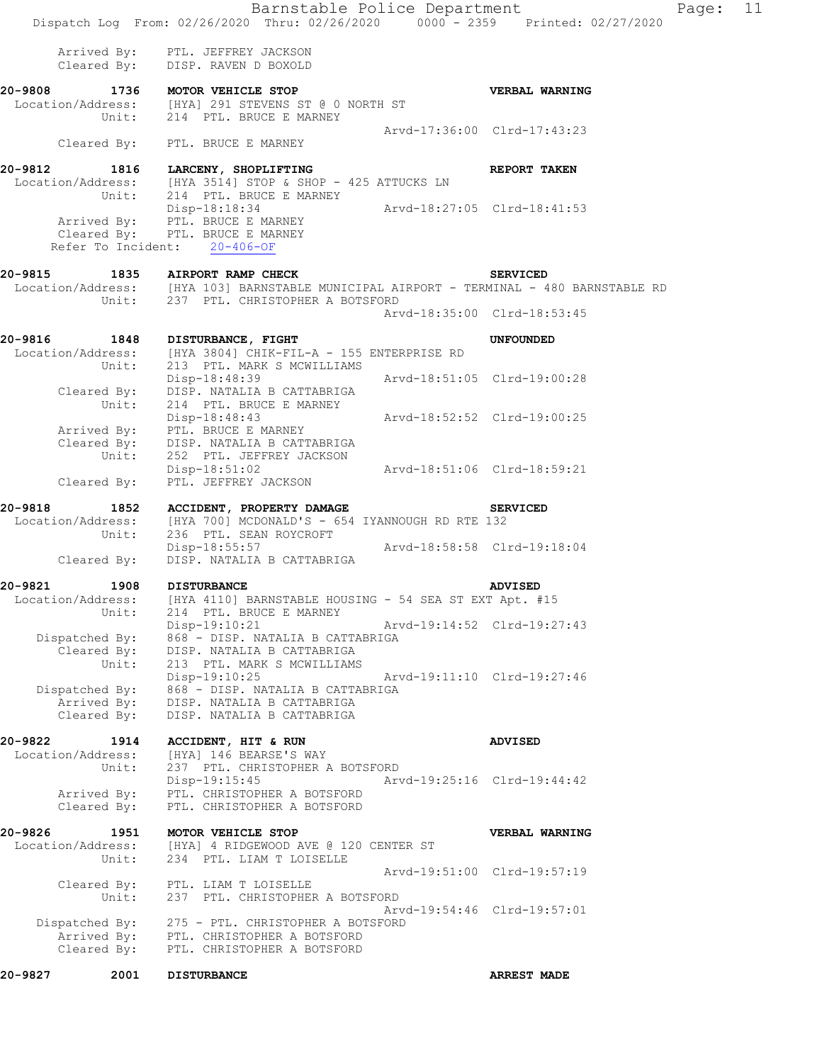Arrived By: PTL. JEFFREY JACKSON
Cleared By: DISP. RAVEN D BOXOLD

**20-9808 1736 MOTOR VEHICLE STOP** **VERBAL WARNING**
Location/Address: [HYA] 291 STEVENS ST @ 0 NORTH ST
Unit: 214 PTL. BRUCE E MARNEY
Arvd-17:36:00 Clrd-17:43:23
Cleared By: PTL. BRUCE E MARNEY

**20-9812 1816 LARCENY, SHOPLIFTING** **REPORT TAKEN**
Location/Address: [HYA 3514] STOP & SHOP - 425 ATTUCKS LN
Unit: 214 PTL. BRUCE E MARNEY
Disp-18:18:34 Arvd-18:27:05 Clrd-18:41:53
Arrived By: PTL. BRUCE E MARNEY
Cleared By: PTL. BRUCE E MARNEY
Refer To Incident: 20-406-OF

**20-9815 1835 AIRPORT RAMP CHECK** **SERVICED**
Location/Address: [HYA 103] BARNSTABLE MUNICIPAL AIRPORT - TERMINAL - 480 BARNSTABLE RD
Unit: 237 PTL. CHRISTOPHER A BOTSFORD
Arvd-18:35:00 Clrd-18:53:45

**20-9816 1848 DISTURBANCE, FIGHT** **UNFOUNDED**
Location/Address: [HYA 3804] CHIK-FIL-A - 155 ENTERPRISE RD
Unit: 213 PTL. MARK S MCWILLIAMS
Disp-18:48:39 Arvd-18:51:05 Clrd-19:00:28
Cleared By: DISP. NATALIA B CATTABRIGA
Unit: 214 PTL. BRUCE E MARNEY
Disp-18:48:43 Arvd-18:52:52 Clrd-19:00:25
Arrived By: PTL. BRUCE E MARNEY
Cleared By: DISP. NATALIA B CATTABRIGA
Unit: 252 PTL. JEFFREY JACKSON
Disp-18:51:02 Arvd-18:51:06 Clrd-18:59:21
Cleared By: PTL. JEFFREY JACKSON

**20-9818 1852 ACCIDENT, PROPERTY DAMAGE** **SERVICED**
Location/Address: [HYA 700] MCDONALD'S - 654 IYANNOUGH RD RTE 132
Unit: 236 PTL. SEAN ROYCROFT
Disp-18:55:57 Arvd-18:58:58 Clrd-19:18:04
Cleared By: DISP. NATALIA B CATTABRIGA

**20-9821 1908 DISTURBANCE** **ADVISED**
Location/Address: [HYA 4110] BARNSTABLE HOUSING - 54 SEA ST EXT Apt. #15
Unit: 214 PTL. BRUCE E MARNEY
Disp-19:10:21 Arvd-19:14:52 Clrd-19:27:43
Dispatched By: 868 - DISP. NATALIA B CATTABRIGA
Cleared By: DISP. NATALIA B CATTABRIGA
Unit: 213 PTL. MARK S MCWILLIAMS
Disp-19:10:25 Arvd-19:11:10 Clrd-19:27:46
Dispatched By: 868 - DISP. NATALIA B CATTABRIGA
Arrived By: DISP. NATALIA B CATTABRIGA
Cleared By: DISP. NATALIA B CATTABRIGA

**20-9822 1914 ACCIDENT, HIT & RUN** **ADVISED**
Location/Address: [HYA] 146 BEARSE'S WAY
Unit: 237 PTL. CHRISTOPHER A BOTSFORD
Disp-19:15:45 Arvd-19:25:16 Clrd-19:44:42
Arrived By: PTL. CHRISTOPHER A BOTSFORD
Cleared By: PTL. CHRISTOPHER A BOTSFORD

**20-9826 1951 MOTOR VEHICLE STOP** **VERBAL WARNING**
Location/Address: [HYA] 4 RIDGEWOOD AVE @ 120 CENTER ST
Unit: 234 PTL. LIAM T LOISELLE
Arvd-19:51:00 Clrd-19:57:19
Cleared By: PTL. LIAM T LOISELLE
Unit: 237 PTL. CHRISTOPHER A BOTSFORD
Arvd-19:54:46 Clrd-19:57:01
Dispatched By: 275 - PTL. CHRISTOPHER A BOTSFORD
Arrived By: PTL. CHRISTOPHER A BOTSFORD
Cleared By: PTL. CHRISTOPHER A BOTSFORD

**20-9827 2001 DISTURBANCE** **ARREST MADE**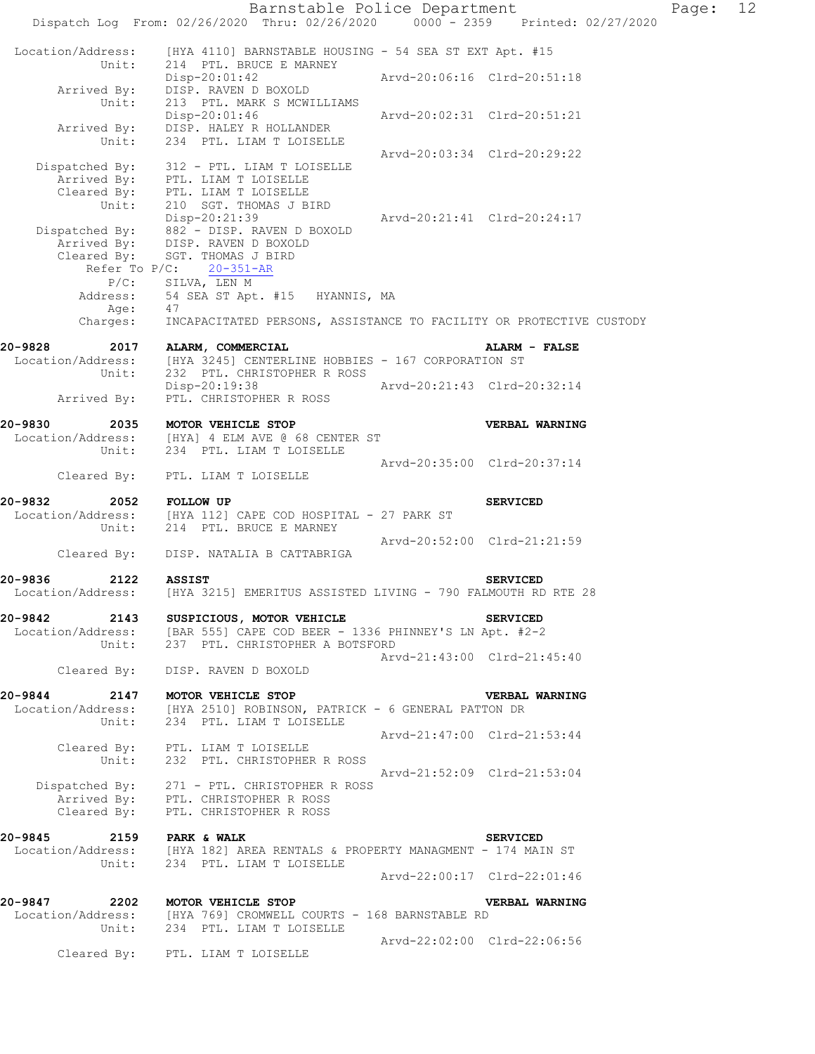```
 Location/Address:    [HYA 4110] BARNSTABLE HOUSING - 54 SEA ST EXT Apt. #15
            Unit:     214  PTL. BRUCE E MARNEY
                      Disp-20:01:42                 Arvd-20:06:16  Clrd-20:51:18
      Arrived By:     DISP. RAVEN D BOXOLD
            Unit:     213  PTL. MARK S MCWILLIAMS
                      Disp-20:01:46                 Arvd-20:02:31  Clrd-20:51:21
      Arrived By:     DISP. HALEY R HOLLANDER
            Unit:     234  PTL. LIAM T LOISELLE
                                                    Arvd-20:03:34  Clrd-20:29:22
   Dispatched By:     312 - PTL. LIAM T LOISELLE
      Arrived By:     PTL. LIAM T LOISELLE
      Cleared By:     PTL. LIAM T LOISELLE
            Unit:     210  SGT. THOMAS J BIRD
                      Disp-20:21:39                 Arvd-20:21:41  Clrd-20:24:17
   Dispatched By:     882 - DISP. RAVEN D BOXOLD
      Arrived By:     DISP. RAVEN D BOXOLD
      Cleared By:     SGT. THOMAS J BIRD
        Refer To P/C:    20-351-AR
             P/C:     SILVA, LEN M
         Address:     54 SEA ST Apt. #15   HYANNIS, MA
             Age:     47
         Charges:     INCAPACITATED PERSONS, ASSISTANCE TO FACILITY OR PROTECTIVE CUSTODY

20-9828       2017    ALARM, COMMERCIAL                               ALARM - FALSE
 Location/Address:    [HYA 3245] CENTERLINE HOBBIES - 167 CORPORATION ST
            Unit:     232  PTL. CHRISTOPHER R ROSS
                      Disp-20:19:38                 Arvd-20:21:43  Clrd-20:32:14
      Arrived By:     PTL. CHRISTOPHER R ROSS

20-9830       2035    MOTOR VEHICLE STOP                              VERBAL WARNING
 Location/Address:    [HYA] 4 ELM AVE @ 68 CENTER ST
            Unit:     234  PTL. LIAM T LOISELLE
                                                    Arvd-20:35:00  Clrd-20:37:14
      Cleared By:     PTL. LIAM T LOISELLE

20-9832       2052    FOLLOW UP                                       SERVICED
 Location/Address:    [HYA 112] CAPE COD HOSPITAL - 27 PARK ST
            Unit:     214  PTL. BRUCE E MARNEY
                                                    Arvd-20:52:00  Clrd-21:21:59
      Cleared By:     DISP. NATALIA B CATTABRIGA

20-9836       2122    ASSIST                                          SERVICED
 Location/Address:    [HYA 3215] EMERITUS ASSISTED LIVING - 790 FALMOUTH RD RTE 28

20-9842       2143    SUSPICIOUS, MOTOR VEHICLE                       SERVICED
 Location/Address:    [BAR 555] CAPE COD BEER - 1336 PHINNEY'S LN Apt. #2-2
            Unit:     237  PTL. CHRISTOPHER A BOTSFORD
                                                    Arvd-21:43:00  Clrd-21:45:40
      Cleared By:     DISP. RAVEN D BOXOLD

20-9844       2147    MOTOR VEHICLE STOP                              VERBAL WARNING
 Location/Address:    [HYA 2510] ROBINSON, PATRICK - 6 GENERAL PATTON DR
            Unit:     234  PTL. LIAM T LOISELLE
                                                    Arvd-21:47:00  Clrd-21:53:44
      Cleared By:     PTL. LIAM T LOISELLE
            Unit:     232  PTL. CHRISTOPHER R ROSS
                                                    Arvd-21:52:09  Clrd-21:53:04
   Dispatched By:     271 - PTL. CHRISTOPHER R ROSS
      Arrived By:     PTL. CHRISTOPHER R ROSS
      Cleared By:     PTL. CHRISTOPHER R ROSS

20-9845       2159    PARK & WALK                                     SERVICED
 Location/Address:    [HYA 182] AREA RENTALS & PROPERTY MANAGMENT - 174 MAIN ST
            Unit:     234  PTL. LIAM T LOISELLE
                                                    Arvd-22:00:17  Clrd-22:01:46

20-9847       2202    MOTOR VEHICLE STOP                              VERBAL WARNING
 Location/Address:    [HYA 769] CROMWELL COURTS - 168 BARNSTABLE RD
            Unit:     234  PTL. LIAM T LOISELLE
                                                    Arvd-22:02:00  Clrd-22:06:56
      Cleared By:     PTL. LIAM T LOISELLE
```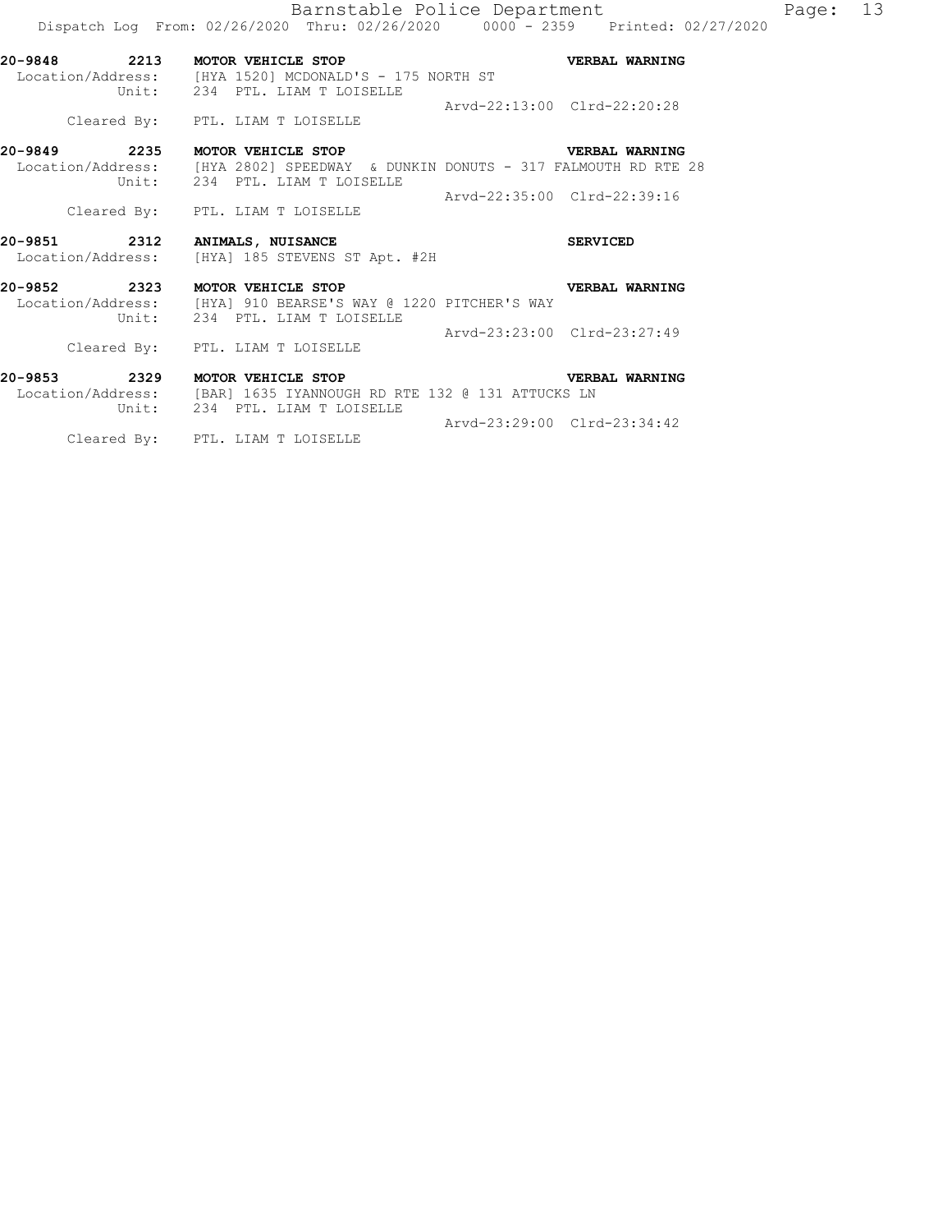**20-9848 2213 MOTOR VEHICLE STOP** **VERBAL WARNING**
Location/Address: [HYA 1520] MCDONALD'S - 175 NORTH ST
Unit: 234 PTL. LIAM T LOISELLE
Arvd-22:13:00 Clrd-22:20:28
Cleared By: PTL. LIAM T LOISELLE

**20-9849 2235 MOTOR VEHICLE STOP** **VERBAL WARNING**
Location/Address: [HYA 2802] SPEEDWAY & DUNKIN DONUTS - 317 FALMOUTH RD RTE 28
Unit: 234 PTL. LIAM T LOISELLE
Arvd-22:35:00 Clrd-22:39:16
Cleared By: PTL. LIAM T LOISELLE

**20-9851 2312 ANIMALS, NUISANCE** **SERVICED**
Location/Address: [HYA] 185 STEVENS ST Apt. #2H

**20-9852 2323 MOTOR VEHICLE STOP** **VERBAL WARNING**
Location/Address: [HYA] 910 BEARSE'S WAY @ 1220 PITCHER'S WAY
Unit: 234 PTL. LIAM T LOISELLE
Arvd-23:23:00 Clrd-23:27:49
Cleared By: PTL. LIAM T LOISELLE

**20-9853 2329 MOTOR VEHICLE STOP** **VERBAL WARNING**
Location/Address: [BAR] 1635 IYANNOUGH RD RTE 132 @ 131 ATTUCKS LN
Unit: 234 PTL. LIAM T LOISELLE
Arvd-23:29:00 Clrd-23:34:42
Cleared By: PTL. LIAM T LOISELLE